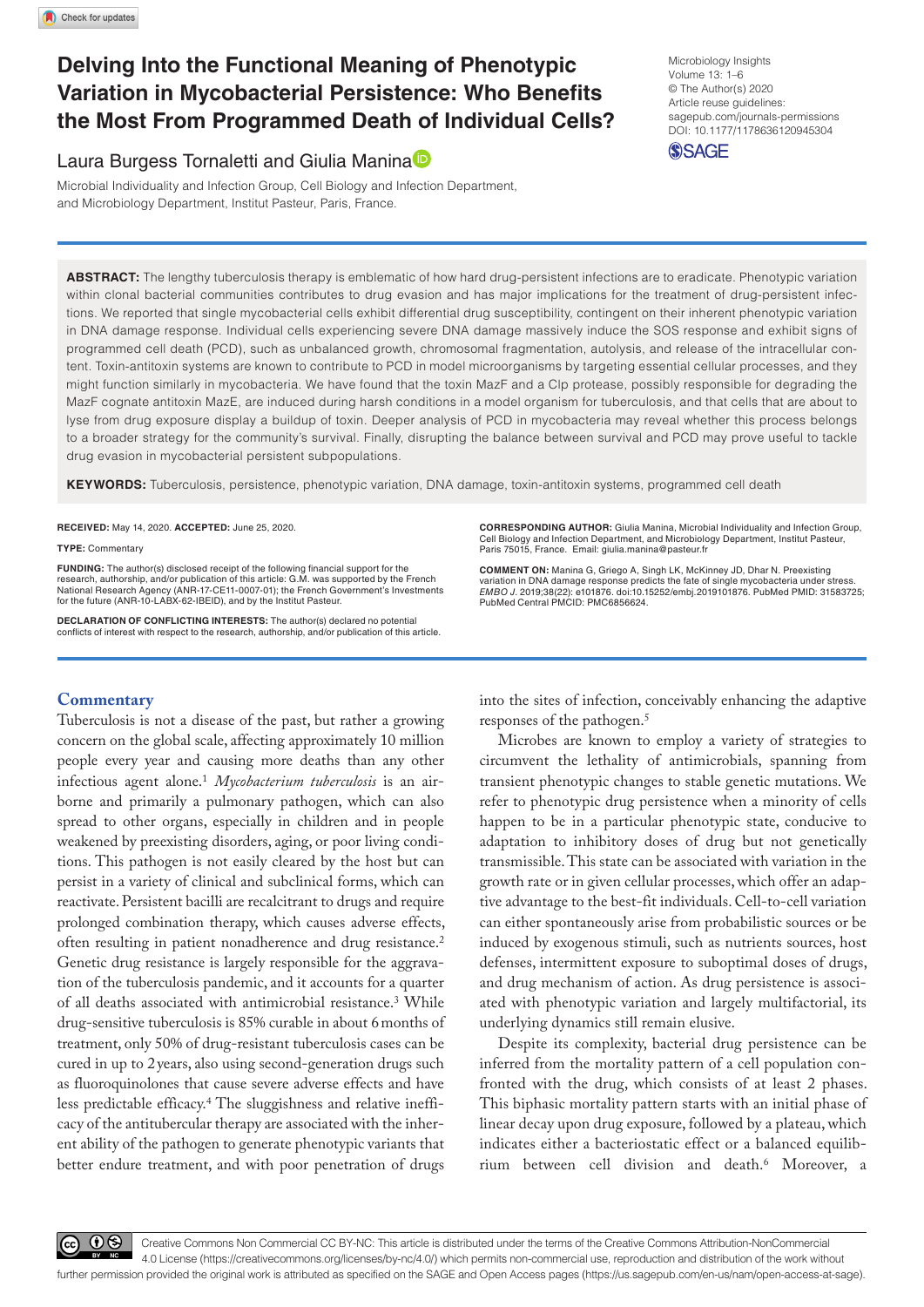# Delving Into the Functional Meaning of Phenotypic Variation in Mycobacterial Persistence: Who Benefits the Most From Programmed Death of Individual Cells?

Microbiology Insights
Volume 13: 1–6
© The Author(s) 2020
Article reuse guidelines: sagepub.com/journals-permissions
DOI: 10.1177/1178636120945304

Laura Burgess Tornaletti and Giulia Manina

Microbial Individuality and Infection Group, Cell Biology and Infection Department, and Microbiology Department, Institut Pasteur, Paris, France.

**ABSTRACT:** The lengthy tuberculosis therapy is emblematic of how hard drug-persistent infections are to eradicate. Phenotypic variation within clonal bacterial communities contributes to drug evasion and has major implications for the treatment of drug-persistent infections. We reported that single mycobacterial cells exhibit differential drug susceptibility, contingent on their inherent phenotypic variation in DNA damage response. Individual cells experiencing severe DNA damage massively induce the SOS response and exhibit signs of programmed cell death (PCD), such as unbalanced growth, chromosomal fragmentation, autolysis, and release of the intracellular content. Toxin-antitoxin systems are known to contribute to PCD in model microorganisms by targeting essential cellular processes, and they might function similarly in mycobacteria. We have found that the toxin MazF and a Clp protease, possibly responsible for degrading the MazF cognate antitoxin MazE, are induced during harsh conditions in a model organism for tuberculosis, and that cells that are about to lyse from drug exposure display a buildup of toxin. Deeper analysis of PCD in mycobacteria may reveal whether this process belongs to a broader strategy for the community's survival. Finally, disrupting the balance between survival and PCD may prove useful to tackle drug evasion in mycobacterial persistent subpopulations.

**KEYWORDS:** Tuberculosis, persistence, phenotypic variation, DNA damage, toxin-antitoxin systems, programmed cell death

**RECEIVED:** May 14, 2020. **ACCEPTED:** June 25, 2020.

**TYPE:** Commentary

**FUNDING:** The author(s) disclosed receipt of the following financial support for the research, authorship, and/or publication of this article: G.M. was supported by the French National Research Agency (ANR-17-CE11-0007-01); the French Government's Investments for the future (ANR-10-LABX-62-IBEID), and by the Institut Pasteur.

**DECLARATION OF CONFLICTING INTERESTS:** The author(s) declared no potential conflicts of interest with respect to the research, authorship, and/or publication of this article.

**CORRESPONDING AUTHOR:** Giulia Manina, Microbial Individuality and Infection Group, Cell Biology and Infection Department, and Microbiology Department, Institut Pasteur, Paris 75015, France. Email: giulia.manina@pasteur.fr

**COMMENT ON:** Manina G, Griego A, Singh LK, McKinney JD, Dhar N. Preexisting variation in DNA damage response predicts the fate of single mycobacteria under stress. *EMBO J*. 2019;38(22): e101876. doi:10.15252/embj.2019101876. PubMed PMID: 31583725; PubMed Central PMCID: PMC6856624.

## Commentary

Tuberculosis is not a disease of the past, but rather a growing concern on the global scale, affecting approximately 10 million people every year and causing more deaths than any other infectious agent alone.[1] *Mycobacterium tuberculosis* is an airborne and primarily a pulmonary pathogen, which can also spread to other organs, especially in children and in people weakened by preexisting disorders, aging, or poor living conditions. This pathogen is not easily cleared by the host but can persist in a variety of clinical and subclinical forms, which can reactivate. Persistent bacilli are recalcitrant to drugs and require prolonged combination therapy, which causes adverse effects, often resulting in patient nonadherence and drug resistance.[2] Genetic drug resistance is largely responsible for the aggravation of the tuberculosis pandemic, and it accounts for a quarter of all deaths associated with antimicrobial resistance.[3] While drug-sensitive tuberculosis is 85% curable in about 6 months of treatment, only 50% of drug-resistant tuberculosis cases can be cured in up to 2 years, also using second-generation drugs such as fluoroquinolones that cause severe adverse effects and have less predictable efficacy.[4] The sluggishness and relative inefficacy of the antitubercular therapy are associated with the inherent ability of the pathogen to generate phenotypic variants that better endure treatment, and with poor penetration of drugs into the sites of infection, conceivably enhancing the adaptive responses of the pathogen.[5]

Microbes are known to employ a variety of strategies to circumvent the lethality of antimicrobials, spanning from transient phenotypic changes to stable genetic mutations. We refer to phenotypic drug persistence when a minority of cells happen to be in a particular phenotypic state, conducive to adaptation to inhibitory doses of drug but not genetically transmissible. This state can be associated with variation in the growth rate or in given cellular processes, which offer an adaptive advantage to the best-fit individuals. Cell-to-cell variation can either spontaneously arise from probabilistic sources or be induced by exogenous stimuli, such as nutrients sources, host defenses, intermittent exposure to suboptimal doses of drugs, and drug mechanism of action. As drug persistence is associated with phenotypic variation and largely multifactorial, its underlying dynamics still remain elusive.

Despite its complexity, bacterial drug persistence can be inferred from the mortality pattern of a cell population confronted with the drug, which consists of at least 2 phases. This biphasic mortality pattern starts with an initial phase of linear decay upon drug exposure, followed by a plateau, which indicates either a bacteriostatic effect or a balanced equilibrium between cell division and death.[6] Moreover, a

Creative Commons Non Commercial CC BY-NC: This article is distributed under the terms of the Creative Commons Attribution-NonCommercial 4.0 License (https://creativecommons.org/licenses/by-nc/4.0/) which permits non-commercial use, reproduction and distribution of the work without further permission provided the original work is attributed as specified on the SAGE and Open Access pages (https://us.sagepub.com/en-us/nam/open-access-at-sage).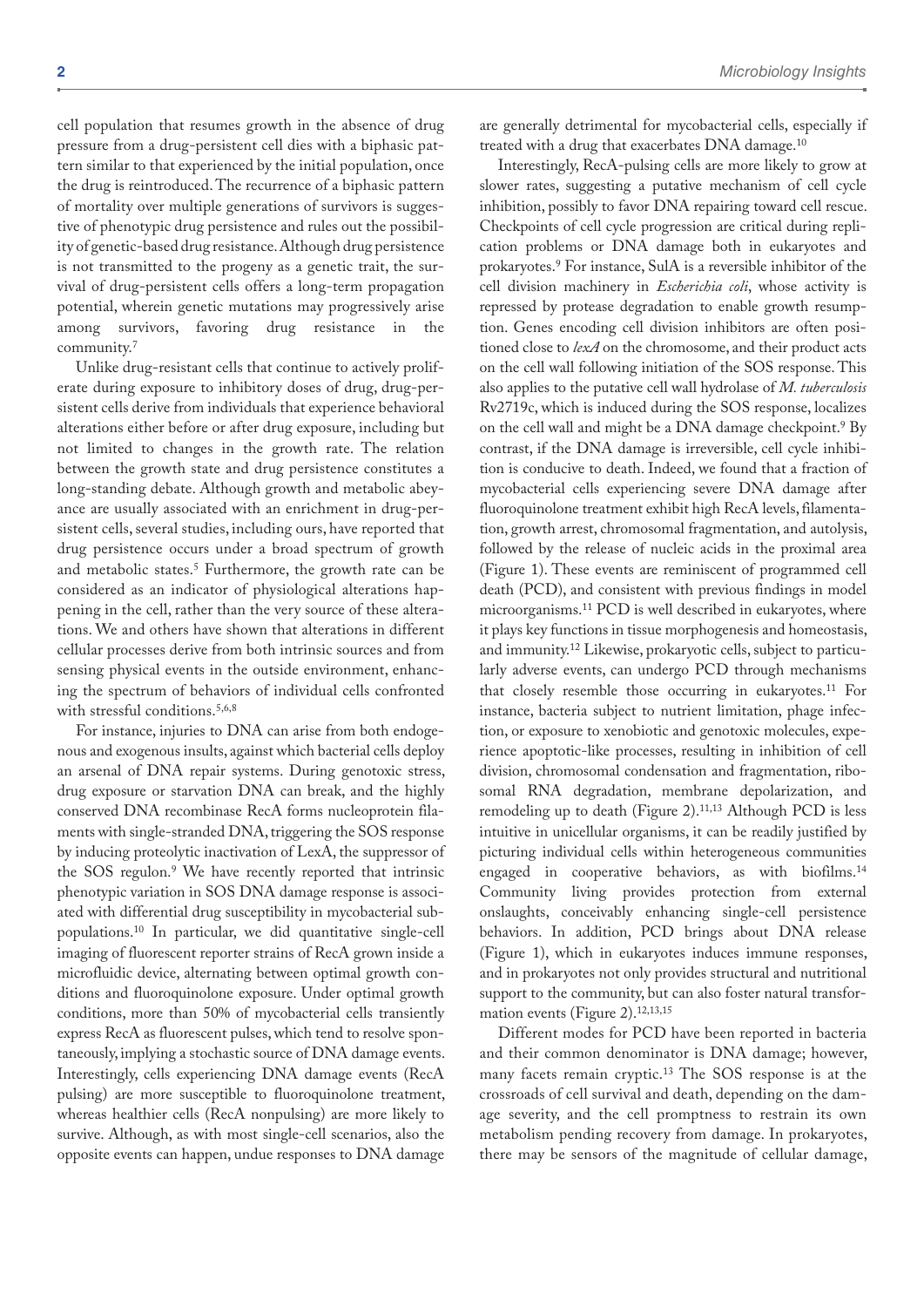cell population that resumes growth in the absence of drug pressure from a drug-persistent cell dies with a biphasic pattern similar to that experienced by the initial population, once the drug is reintroduced. The recurrence of a biphasic pattern of mortality over multiple generations of survivors is suggestive of phenotypic drug persistence and rules out the possibility of genetic-based drug resistance. Although drug persistence is not transmitted to the progeny as a genetic trait, the survival of drug-persistent cells offers a long-term propagation potential, wherein genetic mutations may progressively arise among survivors, favoring drug resistance in the community.[7]

Unlike drug-resistant cells that continue to actively proliferate during exposure to inhibitory doses of drug, drug-persistent cells derive from individuals that experience behavioral alterations either before or after drug exposure, including but not limited to changes in the growth rate. The relation between the growth state and drug persistence constitutes a long-standing debate. Although growth and metabolic abeyance are usually associated with an enrichment in drug-persistent cells, several studies, including ours, have reported that drug persistence occurs under a broad spectrum of growth and metabolic states.[5] Furthermore, the growth rate can be considered as an indicator of physiological alterations happening in the cell, rather than the very source of these alterations. We and others have shown that alterations in different cellular processes derive from both intrinsic sources and from sensing physical events in the outside environment, enhancing the spectrum of behaviors of individual cells confronted with stressful conditions.[5,6,8]

For instance, injuries to DNA can arise from both endogenous and exogenous insults, against which bacterial cells deploy an arsenal of DNA repair systems. During genotoxic stress, drug exposure or starvation DNA can break, and the highly conserved DNA recombinase RecA forms nucleoprotein filaments with single-stranded DNA, triggering the SOS response by inducing proteolytic inactivation of LexA, the suppressor of the SOS regulon.[9] We have recently reported that intrinsic phenotypic variation in SOS DNA damage response is associated with differential drug susceptibility in mycobacterial subpopulations.[10] In particular, we did quantitative single-cell imaging of fluorescent reporter strains of RecA grown inside a microfluidic device, alternating between optimal growth conditions and fluoroquinolone exposure. Under optimal growth conditions, more than 50% of mycobacterial cells transiently express RecA as fluorescent pulses, which tend to resolve spontaneously, implying a stochastic source of DNA damage events. Interestingly, cells experiencing DNA damage events (RecA pulsing) are more susceptible to fluoroquinolone treatment, whereas healthier cells (RecA nonpulsing) are more likely to survive. Although, as with most single-cell scenarios, also the opposite events can happen, undue responses to DNA damage are generally detrimental for mycobacterial cells, especially if treated with a drug that exacerbates DNA damage.[10]

Interestingly, RecA-pulsing cells are more likely to grow at slower rates, suggesting a putative mechanism of cell cycle inhibition, possibly to favor DNA repairing toward cell rescue. Checkpoints of cell cycle progression are critical during replication problems or DNA damage both in eukaryotes and prokaryotes.[9] For instance, SulA is a reversible inhibitor of the cell division machinery in *Escherichia coli*, whose activity is repressed by protease degradation to enable growth resumption. Genes encoding cell division inhibitors are often positioned close to *lexA* on the chromosome, and their product acts on the cell wall following initiation of the SOS response. This also applies to the putative cell wall hydrolase of *M. tuberculosis* Rv2719c, which is induced during the SOS response, localizes on the cell wall and might be a DNA damage checkpoint.[9] By contrast, if the DNA damage is irreversible, cell cycle inhibition is conducive to death. Indeed, we found that a fraction of mycobacterial cells experiencing severe DNA damage after fluoroquinolone treatment exhibit high RecA levels, filamentation, growth arrest, chromosomal fragmentation, and autolysis, followed by the release of nucleic acids in the proximal area (Figure 1). These events are reminiscent of programmed cell death (PCD), and consistent with previous findings in model microorganisms.[11] PCD is well described in eukaryotes, where it plays key functions in tissue morphogenesis and homeostasis, and immunity.[12] Likewise, prokaryotic cells, subject to particularly adverse events, can undergo PCD through mechanisms that closely resemble those occurring in eukaryotes.[11] For instance, bacteria subject to nutrient limitation, phage infection, or exposure to xenobiotic and genotoxic molecules, experience apoptotic-like processes, resulting in inhibition of cell division, chromosomal condensation and fragmentation, ribosomal RNA degradation, membrane depolarization, and remodeling up to death (Figure 2).[11,13] Although PCD is less intuitive in unicellular organisms, it can be readily justified by picturing individual cells within heterogeneous communities engaged in cooperative behaviors, as with biofilms.[14] Community living provides protection from external onslaughts, conceivably enhancing single-cell persistence behaviors. In addition, PCD brings about DNA release (Figure 1), which in eukaryotes induces immune responses, and in prokaryotes not only provides structural and nutritional support to the community, but can also foster natural transformation events (Figure 2).[12,13,15]

Different modes for PCD have been reported in bacteria and their common denominator is DNA damage; however, many facets remain cryptic.[13] The SOS response is at the crossroads of cell survival and death, depending on the damage severity, and the cell promptness to restrain its own metabolism pending recovery from damage. In prokaryotes, there may be sensors of the magnitude of cellular damage,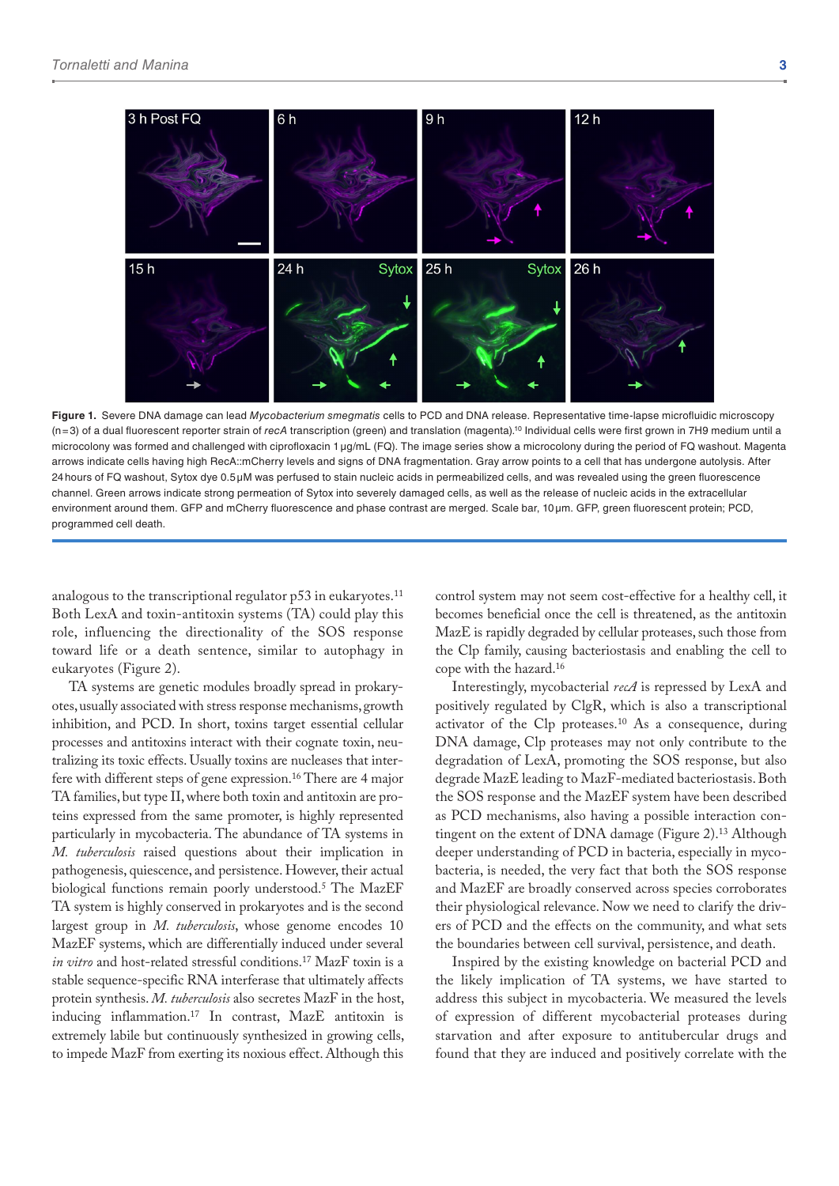**Figure 1.** Severe DNA damage can lead *Mycobacterium smegmatis* cells to PCD and DNA release. Representative time-lapse microfluidic microscopy (n = 3) of a dual fluorescent reporter strain of *recA* transcription (green) and translation (magenta).[10] Individual cells were first grown in 7H9 medium until a microcolony was formed and challenged with ciprofloxacin 1 µg/mL (FQ). The image series show a microcolony during the period of FQ washout. Magenta arrows indicate cells having high RecA::mCherry levels and signs of DNA fragmentation. Gray arrow points to a cell that has undergone autolysis. After 24 hours of FQ washout, Sytox dye 0.5 µM was perfused to stain nucleic acids in permeabilized cells, and was revealed using the green fluorescence channel. Green arrows indicate strong permeation of Sytox into severely damaged cells, as well as the release of nucleic acids in the extracellular environment around them. GFP and mCherry fluorescence and phase contrast are merged. Scale bar, 10 µm. GFP, green fluorescent protein; PCD, programmed cell death.

analogous to the transcriptional regulator p53 in eukaryotes.[11] Both LexA and toxin-antitoxin systems (TA) could play this role, influencing the directionality of the SOS response toward life or a death sentence, similar to autophagy in eukaryotes (Figure 2).

TA systems are genetic modules broadly spread in prokaryotes, usually associated with stress response mechanisms, growth inhibition, and PCD. In short, toxins target essential cellular processes and antitoxins interact with their cognate toxin, neutralizing its toxic effects. Usually toxins are nucleases that interfere with different steps of gene expression.[16] There are 4 major TA families, but type II, where both toxin and antitoxin are proteins expressed from the same promoter, is highly represented particularly in mycobacteria. The abundance of TA systems in *M. tuberculosis* raised questions about their implication in pathogenesis, quiescence, and persistence. However, their actual biological functions remain poorly understood.[5] The MazEF TA system is highly conserved in prokaryotes and is the second largest group in *M. tuberculosis*, whose genome encodes 10 MazEF systems, which are differentially induced under several *in vitro* and host-related stressful conditions.[17] MazF toxin is a stable sequence-specific RNA interferase that ultimately affects protein synthesis. *M. tuberculosis* also secretes MazF in the host, inducing inflammation.[17] In contrast, MazE antitoxin is extremely labile but continuously synthesized in growing cells, to impede MazF from exerting its noxious effect. Although this control system may not seem cost-effective for a healthy cell, it becomes beneficial once the cell is threatened, as the antitoxin MazE is rapidly degraded by cellular proteases, such those from the Clp family, causing bacteriostasis and enabling the cell to cope with the hazard.[16]

Interestingly, mycobacterial *recA* is repressed by LexA and positively regulated by ClgR, which is also a transcriptional activator of the Clp proteases.[10] As a consequence, during DNA damage, Clp proteases may not only contribute to the degradation of LexA, promoting the SOS response, but also degrade MazE leading to MazF-mediated bacteriostasis. Both the SOS response and the MazEF system have been described as PCD mechanisms, also having a possible interaction contingent on the extent of DNA damage (Figure 2).[13] Although deeper understanding of PCD in bacteria, especially in mycobacteria, is needed, the very fact that both the SOS response and MazEF are broadly conserved across species corroborates their physiological relevance. Now we need to clarify the drivers of PCD and the effects on the community, and what sets the boundaries between cell survival, persistence, and death.

Inspired by the existing knowledge on bacterial PCD and the likely implication of TA systems, we have started to address this subject in mycobacteria. We measured the levels of expression of different mycobacterial proteases during starvation and after exposure to antitubercular drugs and found that they are induced and positively correlate with the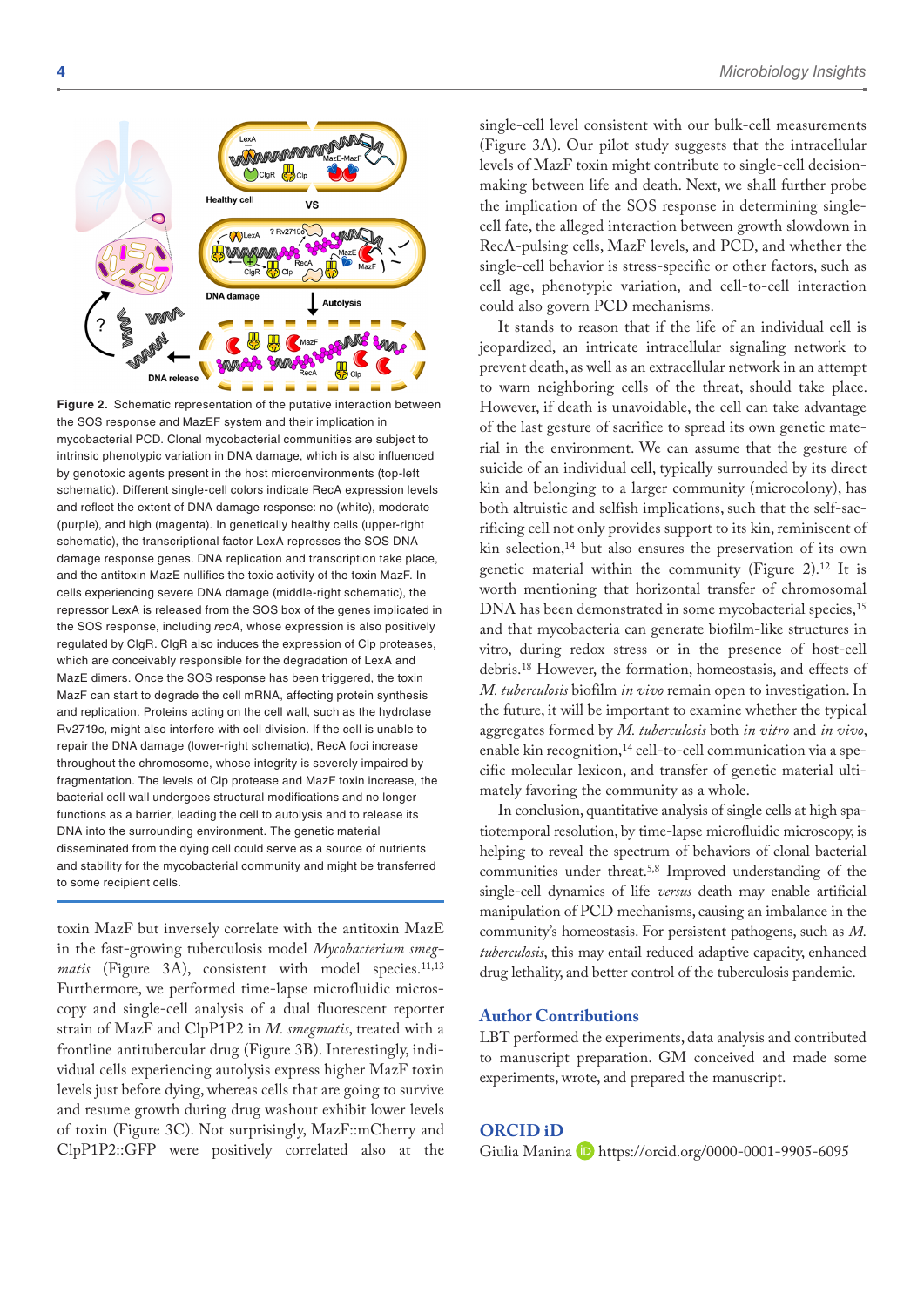**Figure 2.** Schematic representation of the putative interaction between the SOS response and MazEF system and their implication in mycobacterial PCD. Clonal mycobacterial communities are subject to intrinsic phenotypic variation in DNA damage, which is also influenced by genotoxic agents present in the host microenvironments (top-left schematic). Different single-cell colors indicate RecA expression levels and reflect the extent of DNA damage response: no (white), moderate (purple), and high (magenta). In genetically healthy cells (upper-right schematic), the transcriptional factor LexA represses the SOS DNA damage response genes. DNA replication and transcription take place, and the antitoxin MazE nullifies the toxic activity of the toxin MazF. In cells experiencing severe DNA damage (middle-right schematic), the repressor LexA is released from the SOS box of the genes implicated in the SOS response, including *recA*, whose expression is also positively regulated by ClgR. ClgR also induces the expression of Clp proteases, which are conceivably responsible for the degradation of LexA and MazE dimers. Once the SOS response has been triggered, the toxin MazF can start to degrade the cell mRNA, affecting protein synthesis and replication. Proteins acting on the cell wall, such as the hydrolase Rv2719c, might also interfere with cell division. If the cell is unable to repair the DNA damage (lower-right schematic), RecA foci increase throughout the chromosome, whose integrity is severely impaired by fragmentation. The levels of Clp protease and MazF toxin increase, the bacterial cell wall undergoes structural modifications and no longer functions as a barrier, leading the cell to autolysis and to release its DNA into the surrounding environment. The genetic material disseminated from the dying cell could serve as a source of nutrients and stability for the mycobacterial community and might be transferred to some recipient cells.

toxin MazF but inversely correlate with the antitoxin MazE in the fast-growing tuberculosis model *Mycobacterium smegmatis* (Figure 3A), consistent with model species.[11,13] Furthermore, we performed time-lapse microfluidic microscopy and single-cell analysis of a dual fluorescent reporter strain of MazF and ClpP1P2 in *M. smegmatis*, treated with a frontline antitubercular drug (Figure 3B). Interestingly, individual cells experiencing autolysis express higher MazF toxin levels just before dying, whereas cells that are going to survive and resume growth during drug washout exhibit lower levels of toxin (Figure 3C). Not surprisingly, MazF::mCherry and ClpP1P2::GFP were positively correlated also at the single-cell level consistent with our bulk-cell measurements (Figure 3A). Our pilot study suggests that the intracellular levels of MazF toxin might contribute to single-cell decision-making between life and death. Next, we shall further probe the implication of the SOS response in determining single-cell fate, the alleged interaction between growth slowdown in RecA-pulsing cells, MazF levels, and PCD, and whether the single-cell behavior is stress-specific or other factors, such as cell age, phenotypic variation, and cell-to-cell interaction could also govern PCD mechanisms.

It stands to reason that if the life of an individual cell is jeopardized, an intricate intracellular signaling network to prevent death, as well as an extracellular network in an attempt to warn neighboring cells of the threat, should take place. However, if death is unavoidable, the cell can take advantage of the last gesture of sacrifice to spread its own genetic material in the environment. We can assume that the gesture of suicide of an individual cell, typically surrounded by its direct kin and belonging to a larger community (microcolony), has both altruistic and selfish implications, such that the self-sacrificing cell not only provides support to its kin, reminiscent of kin selection,[14] but also ensures the preservation of its own genetic material within the community (Figure 2).[12] It is worth mentioning that horizontal transfer of chromosomal DNA has been demonstrated in some mycobacterial species,[15] and that mycobacteria can generate biofilm-like structures in vitro, during redox stress or in the presence of host-cell debris.[18] However, the formation, homeostasis, and effects of *M. tuberculosis* biofilm *in vivo* remain open to investigation. In the future, it will be important to examine whether the typical aggregates formed by *M. tuberculosis* both *in vitro* and *in vivo*, enable kin recognition,[14] cell-to-cell communication via a specific molecular lexicon, and transfer of genetic material ultimately favoring the community as a whole.

In conclusion, quantitative analysis of single cells at high spatiotemporal resolution, by time-lapse microfluidic microscopy, is helping to reveal the spectrum of behaviors of clonal bacterial communities under threat.[5,8] Improved understanding of the single-cell dynamics of life *versus* death may enable artificial manipulation of PCD mechanisms, causing an imbalance in the community's homeostasis. For persistent pathogens, such as *M. tuberculosis*, this may entail reduced adaptive capacity, enhanced drug lethality, and better control of the tuberculosis pandemic.

## Author Contributions

LBT performed the experiments, data analysis and contributed to manuscript preparation. GM conceived and made some experiments, wrote, and prepared the manuscript.

## ORCID iD

Giulia Manina https://orcid.org/0000-0001-9905-6095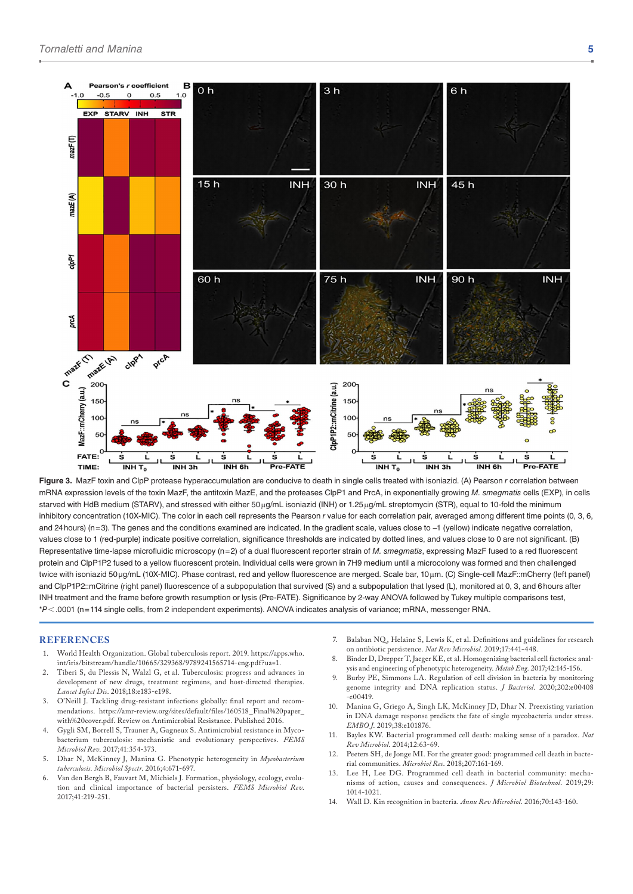**Figure 3.** MazF toxin and ClpP protease hyperaccumulation are conducive to death in single cells treated with isoniazid. (A) Pearson *r* correlation between mRNA expression levels of the toxin MazF, the antitoxin MazE, and the proteases ClpP1 and PrcA, in exponentially growing *M. smegmatis* cells (EXP), in cells starved with HdB medium (STARV), and stressed with either 50 μg/mL isoniazid (INH) or 1.25 μg/mL streptomycin (STR), equal to 10-fold the minimum inhibitory concentration (10X-MIC). The color in each cell represents the Pearson *r* value for each correlation pair, averaged among different time points (0, 3, 6, and 24 hours) (n = 3). The genes and the conditions examined are indicated. In the gradient scale, values close to –1 (yellow) indicate negative correlation, values close to 1 (red-purple) indicate positive correlation, significance thresholds are indicated by dotted lines, and values close to 0 are not significant. (B) Representative time-lapse microfluidic microscopy (n = 2) of a dual fluorescent reporter strain of *M. smegmatis*, expressing MazF fused to a red fluorescent protein and ClpP1P2 fused to a yellow fluorescent protein. Individual cells were grown in 7H9 medium until a microcolony was formed and then challenged twice with isoniazid 50 μg/mL (10X-MIC). Phase contrast, red and yellow fluorescence are merged. Scale bar, 10 μm. (C) Single-cell MazF::mCherry (left panel) and ClpP1P2::mCitrine (right panel) fluorescence of a subpopulation that survived (S) and a subpopulation that lysed (L), monitored at 0, 3, and 6 hours after INH treatment and the frame before growth resumption or lysis (Pre-FATE). Significance by 2-way ANOVA followed by Tukey multiple comparisons test, *$P < .0001$ (n = 114 single cells, from 2 independent experiments). ANOVA indicates analysis of variance; mRNA, messenger RNA.

## REFERENCES

1. World Health Organization. Global tuberculosis report. 2019. https://apps.who.int/iris/bitstream/handle/10665/329368/9789241565714-eng.pdf?ua=1.
2. Tiberi S, du Plessis N, Walzl G, et al. Tuberculosis: progress and advances in development of new drugs, treatment regimens, and host-directed therapies. *Lancet Infect Dis*. 2018;18:e183-e198.
3. O'Neill J. Tackling drug-resistant infections globally: final report and recommendations. https://amr-review.org/sites/default/files/160518_Final%20paper_with%20cover.pdf. Review on Antimicrobial Resistance. Published 2016.
4. Gygli SM, Borrell S, Trauner A, Gagneux S. Antimicrobial resistance in Mycobacterium tuberculosis: mechanistic and evolutionary perspectives. *FEMS Microbiol Rev*. 2017;41:354-373.
5. Dhar N, McKinney J, Manina G. Phenotypic heterogeneity in *Mycobacterium tuberculosis*. *Microbiol Spectr*. 2016;4:671-697.
6. Van den Bergh B, Fauvart M, Michiels J. Formation, physiology, ecology, evolution and clinical importance of bacterial persisters. *FEMS Microbiol Rev*. 2017;41:219-251.
7. Balaban NQ, Helaine S, Lewis K, et al. Definitions and guidelines for research on antibiotic persistence. *Nat Rev Microbiol*. 2019;17:441-448.
8. Binder D, Drepper T, Jaeger KE, et al. Homogenizing bacterial cell factories: analysis and engineering of phenotypic heterogeneity. *Metab Eng*. 2017;42:145-156.
9. Burby PE, Simmons LA. Regulation of cell division in bacteria by monitoring genome integrity and DNA replication status. *J Bacteriol*. 2020;202:e00408-e00419.
10. Manina G, Griego A, Singh LK, McKinney JD, Dhar N. Preexisting variation in DNA damage response predicts the fate of single mycobacteria under stress. *EMBO J*. 2019;38:e101876.
11. Bayles KW. Bacterial programmed cell death: making sense of a paradox. *Nat Rev Microbiol*. 2014;12:63-69.
12. Peeters SH, de Jonge MI. For the greater good: programmed cell death in bacterial communities. *Microbiol Res*. 2018;207:161-169.
13. Lee H, Lee DG. Programmed cell death in bacterial community: mechanisms of action, causes and consequences. *J Microbiol Biotechnol*. 2019;29:1014-1021.
14. Wall D. Kin recognition in bacteria. *Annu Rev Microbiol*. 2016;70:143-160.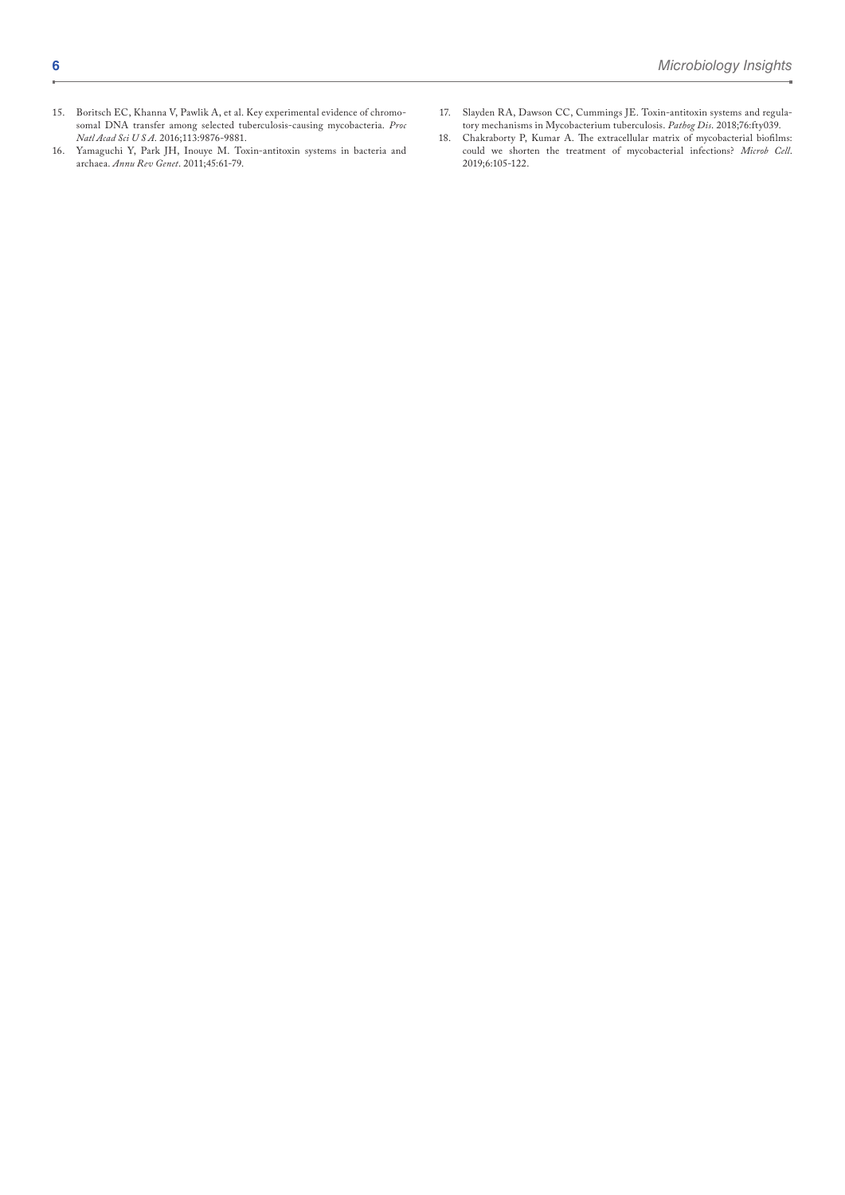15. Boritsch EC, Khanna V, Pawlik A, et al. Key experimental evidence of chromosomal DNA transfer among selected tuberculosis-causing mycobacteria. *Proc Natl Acad Sci U S A*. 2016;113:9876-9881.
16. Yamaguchi Y, Park JH, Inouye M. Toxin-antitoxin systems in bacteria and archaea. *Annu Rev Genet*. 2011;45:61-79.
17. Slayden RA, Dawson CC, Cummings JE. Toxin-antitoxin systems and regulatory mechanisms in Mycobacterium tuberculosis. *Pathog Dis*. 2018;76:fty039.
18. Chakraborty P, Kumar A. The extracellular matrix of mycobacterial biofilms: could we shorten the treatment of mycobacterial infections? *Microb Cell*. 2019;6:105-122.